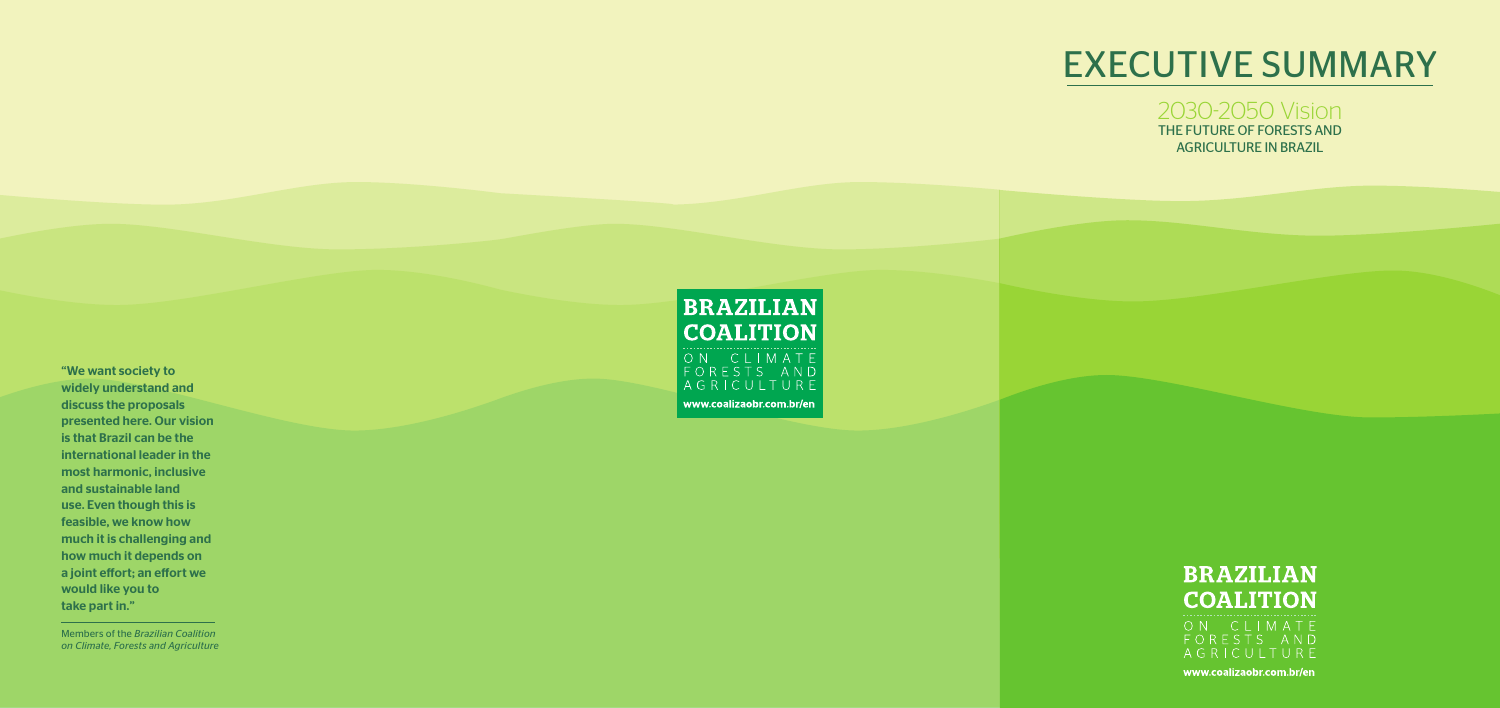# EXECUTIVE SUMMARY

2030-2050 Vision
THE FUTURE OF FORESTS AND AGRICULTURE IN BRAZIL

**"We want society to widely understand and discuss the proposals presented here. Our vision is that Brazil can be the international leader in the most harmonic, inclusive and sustainable land use. Even though this is feasible, we know how much it is challenging and how much it depends on a joint effort; an effort we would like you to take part in."**

Members of the *Brazilian Coalition on Climate, Forests and Agriculture*

**BRAZILIAN COALITION**
ON CLIMATE FORESTS AND AGRICULTURE
**www.coalizaobr.com.br/en**

**BRAZILIAN COALITION**
ON CLIMATE FORESTS AND AGRICULTURE
**www.coalizaobr.com.br/en**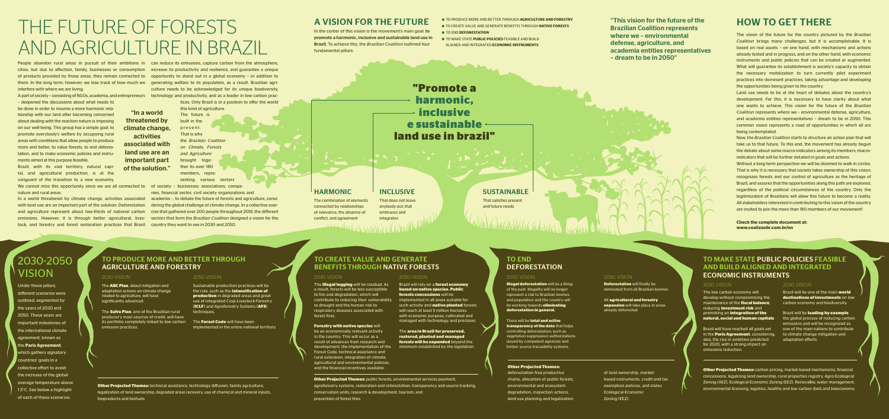# THE FUTURE OF FORESTS AND AGRICULTURE IN BRAZIL

People abandon rural areas in pursuit of their ambitions in cities, but due to affection, family, businesses or consumption of products provided by those areas, they remain connected to them. In the long term, however, we lose track of how much we interfere with where we are living.

A part of society – consisting of NGOs, academia, and entrepreneurs – deepened the discussions about what needs to be done in order to resume a more harmonic relationship with our land after becoming concerned about dealing with the reaction nature is imposing on our well-being. This group has a simple goal: to promote everybody's welfare by occupying rural areas with conditions that allow people to produce more and better, to value forests, to end deforestation, and to make economic policies and instruments aimed at this purpose feasible.

Brazil, with its vast territory, natural capital, and agricultural production, is at the vanguard of the transition to a new economy.

We cannot miss this opportunity since we are all connected to nature and rural areas.

In a world threatened by climate change, activities associated with land use are an important part of the solution. Deforestation and agriculture represent about two-thirds of national carbon emissions. However, it is through better agricultural, livestock, and forestry and forest restoration practices that Brazil can reduce its emissions, capture carbon from the atmosphere, increase its productivity and resilience, and guarantee a unique opportunity to stand out in a global economy – in addition to generating welfare to its population, as a result. Brazilian agriculture needs to be acknowledged for its unique biodiversity, technology and productivity, and as a leader in low carbon practices. Only Brazil is in a position to offer the world this kind of agriculture.

**"In a world threatened by climate change, activities associated with land use are an important part of the solution."**

The future is built in the present. That is why the *Brazilian Coalition on Climate, Forests and Agriculture* brought together its over 180 members, representing various sectors of society – businesses associations, companies, financial sector, civil society organizations and academia –, to debate the future of forests and agriculture, considering the global challenge of climate change. In a collective exercise that gathered over 200 people throughout 2018, the different sectors that form the *Brazilian Coalition* designed a vision for the country they want to see in 2030 and 2050.

## A VISION FOR THE FUTURE

In the center of this vision is the movement's main goal: **to promote a harmonic, inclusive and sustainable land use in Brazil.** To achieve this, the *Brazilian Coalition* outlined four fundamental pillars:

- TO PRODUCE MORE AND BETTER THROUGH **AGRICULTURE AND FORESTRY**
- TO CREATE VALUE AND GENERATE BENEFITS THROUGH **NATIVE FORESTS**
- TO END **DEFORESTATION**
- TO MAKE STATE **PUBLIC POLICIES** FEASIBLE AND BUILD ALIGNED AND INTEGRATED **ECONOMIC INSTRUMENTS**

**"This vision for the future of the Brazilian Coalition represents where we – environmental defense, agriculture, and academia entities representatives – dream to be in 2050"**

**"Promote a harmonic, inclusive e sustainable land use in brazil"**

**HARMONIC**
The combination of elements connected by relationships of relevance, the absence of conflict, and agreement

**INCLUSIVE**
That does not leave anybody out, that embraces and integrates

**SUSTAINABLE**
That satisfies present and future needs

## HOW TO GET THERE

The vision of the future for the country pictured by the *Brazilian Coalition* brings many challenges, but it is accomplishable. It is based on real assets – on one hand, with mechanisms and actions already tested and in progress, and on the other hand, with economic instruments and public policies that can be created or augmented. What will guarantee its establishment is society's capacity to obtain the necessary mobilization to turn currently pilot experiment practices into dominant practices, taking advantage and developing the opportunities being given to the country.

Land use needs to be at the heart of debates about the country's development. For this, it is necessary to have clarity about what one wants to achieve. This vision for the future of the *Brazilian Coalition* represents where we – environmental defense, agriculture, and academia entities representatives – dream to be in 2050. This common vision represents a road of opportunities in which all are being contemplated.

Now, the *Brazilian Coalition* starts to structure an action plan that will take us to that future. To this end, the movement has already begun the debate about some macro-indicators among its members, macro-indicators that will be further detailed in goals and actions.

Without a long-term perspective we will be doomed to walk in circles. That is why it is necessary that society takes ownership of this vision, recognizes forests and our control of agriculture as the heritage of Brazil, and assures that the opportunities along this path are explored, regardless of the political circumstances of the country. Only the legitimization of Brazilians will allow this future to become a reality. All stakeholders interested in contributing to this vision of the country are invited to join the more than 180 members of our movement!

**Check the complete document at: www.coalizaobr.com.br/en**

## 2030-2050 VISION

Under these pillars, different scenarios were outlined, segmented by the years of 2030 and 2050. These years are important milestones of the international climate agreement, known as the **Paris Agreement**, which gathers signatory countries' goals in a collective effort to avoid the increase of the global average temperature above 1.5°C. See below a highlight of each of these scenarios:

### TO PRODUCE MORE AND BETTER THROUGH AGRICULTURE AND FORESTRY

**2030 VISION**

The **ABC Plan**, about mitigation and adaptation actions on climate change related to agriculture, will have significantly advanced.

The **Safra Plan**, one of the Brazilian rural producer's main sources of credit, will have its portfolio completely linked to low carbon emission practices.

**2050 VISION**

Sustainable production practices will be the rule, such as the **intensification of production** in degraded areas and great use of integrated Crop-Livestock-Forestry (**ICLF**) and Agroforestry Systems (**AFS**) techniques.

The **Forest Code** will have been implemented in the entire national territory.

**Other Projected Themes:** technical assistance, technology diffusion, family agriculture, legalization of land ownership, degraded areas recovery, use of chemical and mineral inputs, bioproducts and biofuels.

### TO CREATE VALUE AND GENERATE BENEFITS THROUGH NATIVE FORESTS

**2030 VISION**

The **illegal logging** will be residual. As a result, forests will be less susceptible to fire and degradation, which will contribute to reducing their vulnerability to drought and the human risk to respiratory diseases associated with forest fires.

**Forestry with native species** will be an economically relevant activity in the country. This will occur as a result of advances from research and development, the implementation of the Forest Code, technical assistance and rural extension, integration of climate, agricultural and environmental policies, and the financial incentives available.

**2050 VISION**

Brazil will rely on a **forest economy based on native species. Public forests concessions** will be implemented in all areas suitable for such activity and **native planted** forests will reach at least 5 million hectares with economic purpose, cultivated and managed with technology and precision.

The **area in Brazil for preserved, restored, planted and managed forests will be expanded** beyond the minimum established by the legislation.

**Other Projected Themes:** public forests, environmental services payment, agroforestry systems, restoration and reforestation, transparency and source tracking, conservation units, research & development, tourism, and prevention of forest fires.

### TO END DEFORESTATION

**2030 VISION**

**Illegal deforestation** will be a thing of the past. Illegality will no longer represent a risk to Brazilian biomes and population and the country will be working towards **eliminating deforestation in general.**

There will be **total and active transparency of the data** that helps controlling deforestation, such as vegetation suppression authorizations issued by competent agencies and timber source traceability systems.

**2050 VISION**

**Deforestation** will finally be eliminated from all Brazilian biomes.

All **agricultural and forestry expansion** will take place in areas already deforested.

**Other Projected Themes:** deforestation-free productive chains, allocation of public forests, environmental and ecosystem degradation, inspection actions, land-use planning and legalization of land ownership, market-based instruments, credit and tax exemption policies, and states Ecological-Economic Zoning (EEZ).

### TO MAKE STATE PUBLIC POLICIES FEASIBLE AND BUILD ALIGNED AND INTEGRATED ECONOMIC INSTRUMENTS

**2030 VISION**

The low carbon economy will develop without compromising the maintenance of the **fiscal balance**, reducing **investment risk** and promoting an **integration of the natural, social and human capitals**.

Brazil will have reached all goals set in the **Paris Agreement**, considering, also, the rise in ambition predicted for 2020, with a strong impact on emissions reduction.

**2050 VISION**

Brazil will be one of the main **world destinations of investments** on low carbon economy and biodiversity.

Brazil will be **leading by example** the global process of reducing carbon emissions and will be recognized as one of the main nations to contribute to climate change mitigation and adaptation efforts.

**Other Projected Themes:** carbon pricing, market-based mechanisms, financial concessions, legalizing land ownership, rural properties registry, Agro-Ecological Zoning (AEZ), Ecological-Economic Zoning (EEZ), RenovaBio, water management, environmental licensing, logistics, healthy and low carbon diets and bioeconomy.